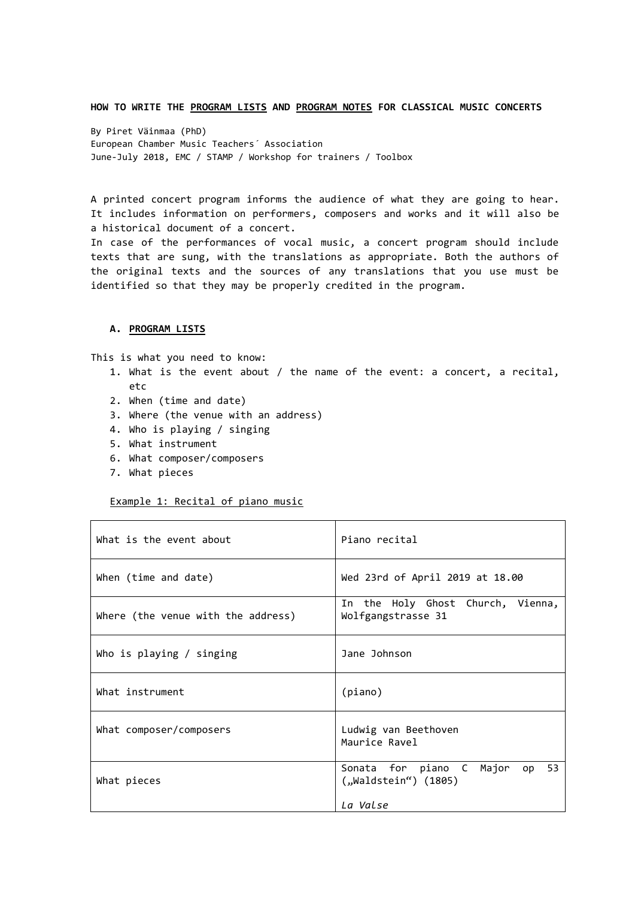# HOW TO WRITE THE <u>PROGRAM LISTS</u> AND <u>PROGRAM NOTES</u> FOR CLASSICAL MUSIC CONCERTS

By Piret Väinmaa (PhD)
European Chamber Music Teachers´ Association
June-July 2018, EMC / STAMP / Workshop for trainers / Toolbox

A printed concert program informs the audience of what they are going to hear. It includes information on performers, composers and works and it will also be a historical document of a concert.
In case of the performances of vocal music, a concert program should include texts that are sung, with the translations as appropriate. Both the authors of the original texts and the sources of any translations that you use must be identified so that they may be properly credited in the program.

## A. <u>PROGRAM LISTS</u>

This is what you need to know:

1. What is the event about / the name of the event: a concert, a recital, etc
2. When (time and date)
3. Where (the venue with an address)
4. Who is playing / singing
5. What instrument
6. What composer/composers
7. What pieces

<u>Example 1: Recital of piano music</u>

| | |
|---|---|
| What is the event about | Piano recital |
| When (time and date) | Wed 23rd of April 2019 at 18.00 |
| Where (the venue with the address) | In the Holy Ghost Church, Vienna, Wolfgangstrasse 31 |
| Who is playing / singing | Jane Johnson |
| What instrument | (piano) |
| What composer/composers | Ludwig van Beethoven<br>Maurice Ravel |
| What pieces | Sonata for piano C Major op 53 („Waldstein“) (1805)<br><br>*La Valse* |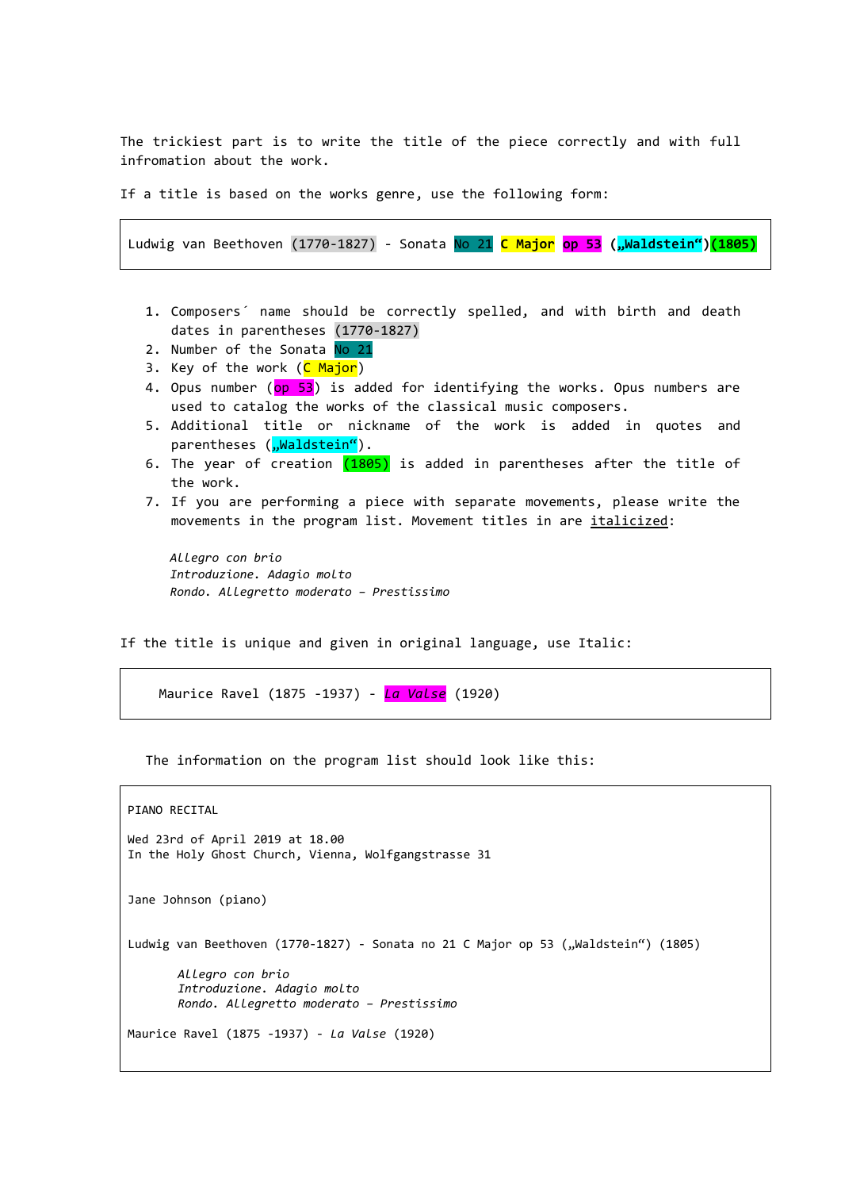The trickiest part is to write the title of the piece correctly and with full infromation about the work.

If a title is based on the works genre, use the following form:

```
Ludwig van Beethoven (1770-1827) - Sonata No 21 C Major op 53 („Waldstein“)(1805)
```

1. Composers´ name should be correctly spelled, and with birth and death dates in parentheses (1770-1827)
2. Number of the Sonata No 21
3. Key of the work (C Major)
4. Opus number (op 53) is added for identifying the works. Opus numbers are used to catalog the works of the classical music composers.
5. Additional title or nickname of the work is added in quotes and parentheses („Waldstein“).
6. The year of creation (1805) is added in parentheses after the title of the work.
7. If you are performing a piece with separate movements, please write the movements in the program list. Movement titles in are italicized:

   *Allegro con brio*
   *Introduzione. Adagio molto*
   *Rondo. Allegretto moderato – Prestissimo*

If the title is unique and given in original language, use Italic:

> Maurice Ravel (1875 -1937) - *La Valse* (1920)

The information on the program list should look like this:

> PIANO RECITAL
>
> Wed 23rd of April 2019 at 18.00
> In the Holy Ghost Church, Vienna, Wolfgangstrasse 31
>
> Jane Johnson (piano)
>
> Ludwig van Beethoven (1770-1827) - Sonata no 21 C Major op 53 („Waldstein“) (1805)
>
> *Allegro con brio*
> *Introduzione. Adagio molto*
> *Rondo. Allegretto moderato – Prestissimo*
>
> Maurice Ravel (1875 -1937) - *La Valse* (1920)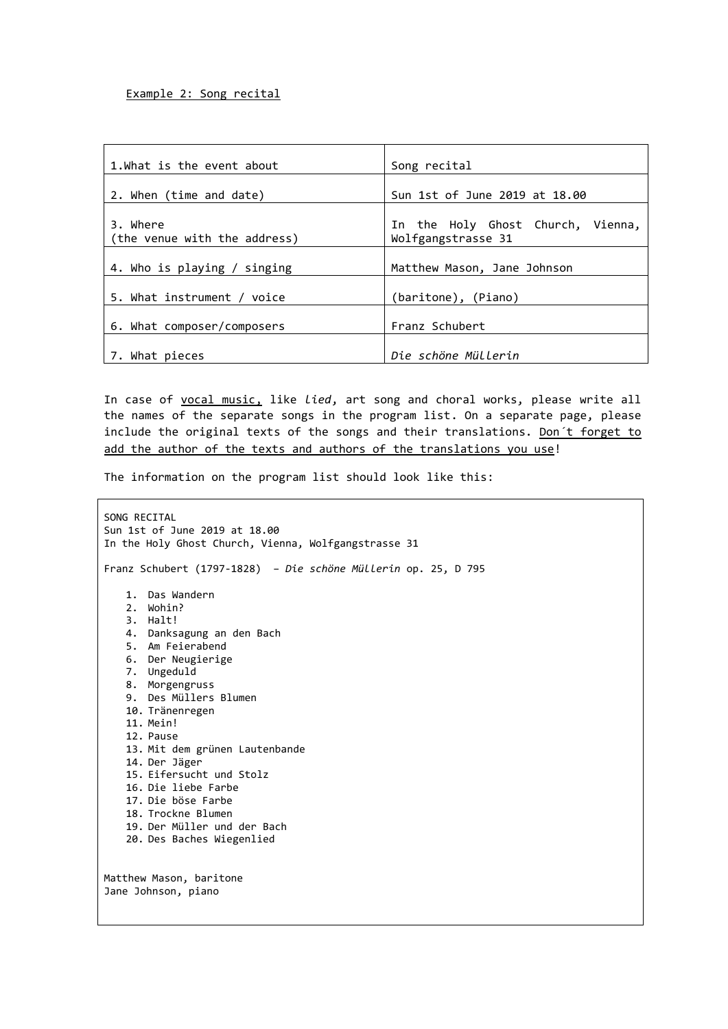<u>Example 2: Song recital</u>

| | |
|---|---|
| 1.What is the event about | Song recital |
| 2. When (time and date) | Sun 1st of June 2019 at 18.00 |
| 3. Where (the venue with the address) | In the Holy Ghost Church, Vienna, Wolfgangstrasse 31 |
| 4. Who is playing / singing | Matthew Mason, Jane Johnson |
| 5. What instrument / voice | (baritone), (Piano) |
| 6. What composer/composers | Franz Schubert |
| 7. What pieces | *Die schöne Müllerin* |

In case of <u>vocal music,</u> like *lied*, art song and choral works, please write all the names of the separate songs in the program list. On a separate page, please include the original texts of the songs and their translations. <u>Don´t forget to add the author of the texts and authors of the translations you use</u>!

The information on the program list should look like this:

SONG RECITAL
Sun 1st of June 2019 at 18.00
In the Holy Ghost Church, Vienna, Wolfgangstrasse 31

Franz Schubert (1797-1828) – *Die schöne Müllerin* op. 25, D 795

1. Das Wandern
2. Wohin?
3. Halt!
4. Danksagung an den Bach
5. Am Feierabend
6. Der Neugierige
7. Ungeduld
8. Morgengruss
9. Des Müllers Blumen
10. Tränenregen
11. Mein!
12. Pause
13. Mit dem grünen Lautenbande
14. Der Jäger
15. Eifersucht und Stolz
16. Die liebe Farbe
17. Die böse Farbe
18. Trockne Blumen
19. Der Müller und der Bach
20. Des Baches Wiegenlied

Matthew Mason, baritone
Jane Johnson, piano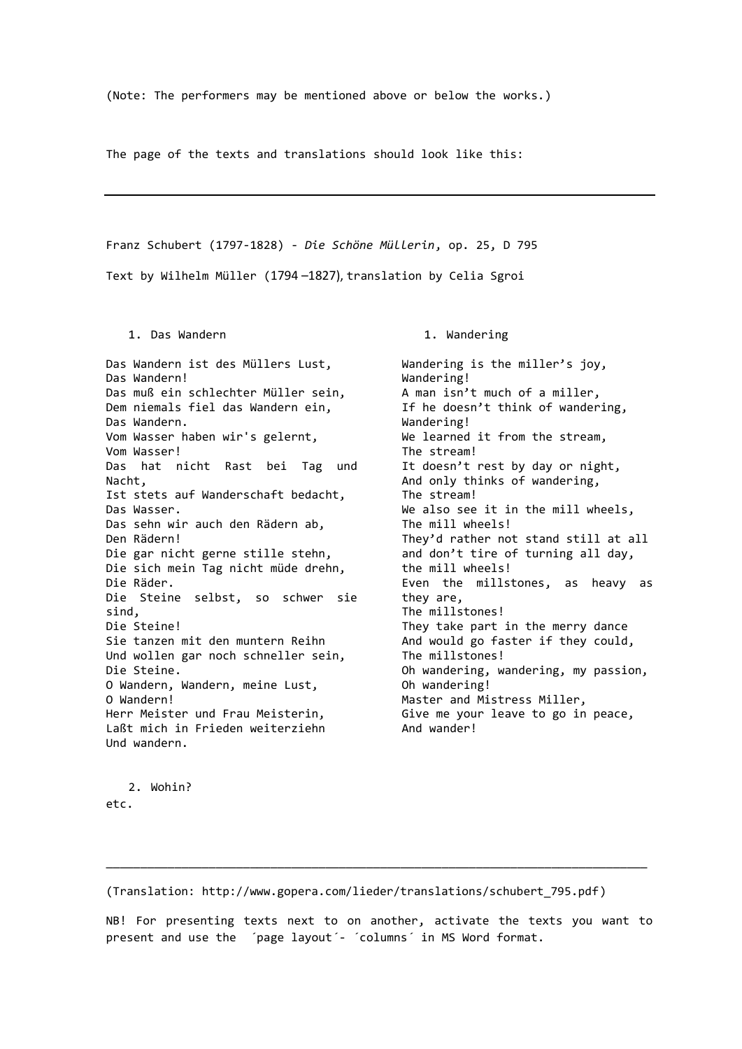(Note: The performers may be mentioned above or below the works.)

The page of the texts and translations should look like this:

---

Franz Schubert (1797-1828) - *Die Schöne Müllerin*, op. 25, D 795

Text by Wilhelm Müller (1794 –1827), translation by Celia Sgroi

1. Das Wandern

Das Wandern ist des Müllers Lust,
Das Wandern!
Das muß ein schlechter Müller sein,
Dem niemals fiel das Wandern ein,
Das Wandern.
Vom Wasser haben wir's gelernt,
Vom Wasser!
Das hat nicht Rast bei Tag und Nacht,
Ist stets auf Wanderschaft bedacht,
Das Wasser.
Das sehn wir auch den Rädern ab,
Den Rädern!
Die gar nicht gerne stille stehn,
Die sich mein Tag nicht müde drehn,
Die Räder.
Die Steine selbst, so schwer sie sind,
Die Steine!
Sie tanzen mit den muntern Reihn
Und wollen gar noch schneller sein,
Die Steine.
O Wandern, Wandern, meine Lust,
O Wandern!
Herr Meister und Frau Meisterin,
Laßt mich in Frieden weiterziehn
Und wandern.

1. Wandering

Wandering is the miller's joy,
Wandering!
A man isn't much of a miller,
If he doesn't think of wandering,
Wandering!
We learned it from the stream,
The stream!
It doesn't rest by day or night,
And only thinks of wandering,
The stream!
We also see it in the mill wheels,
The mill wheels!
They'd rather not stand still at all
and don't tire of turning all day,
the mill wheels!
Even the millstones, as heavy as they are,
The millstones!
They take part in the merry dance
And would go faster if they could,
The millstones!
Oh wandering, wandering, my passion,
Oh wandering!
Master and Mistress Miller,
Give me your leave to go in peace,
And wander!

2. Wohin?

etc.

---

(Translation: http://www.gopera.com/lieder/translations/schubert_795.pdf)

NB! For presenting texts next to on another, activate the texts you want to present and use the ´page layout´- ´columns´ in MS Word format.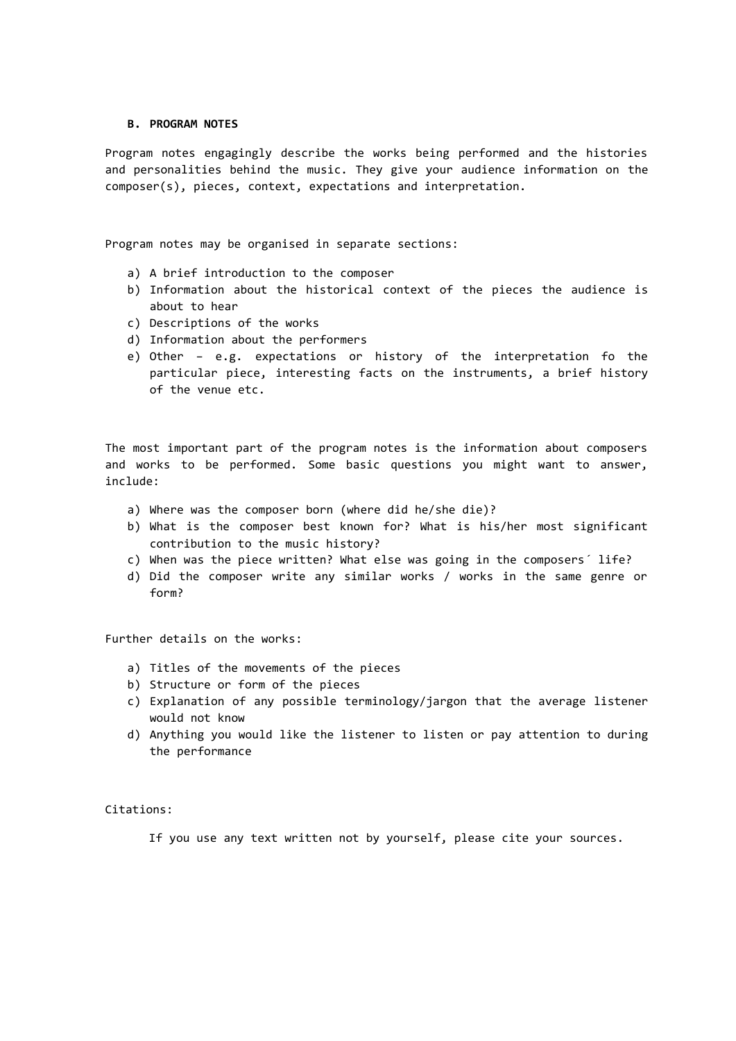## B. PROGRAM NOTES

Program notes engagingly describe the works being performed and the histories and personalities behind the music. They give your audience information on the composer(s), pieces, context, expectations and interpretation.

Program notes may be organised in separate sections:

a) A brief introduction to the composer
b) Information about the historical context of the pieces the audience is about to hear
c) Descriptions of the works
d) Information about the performers
e) Other – e.g. expectations or history of the interpretation fo the particular piece, interesting facts on the instruments, a brief history of the venue etc.

The most important part of the program notes is the information about composers and works to be performed. Some basic questions you might want to answer, include:

a) Where was the composer born (where did he/she die)?
b) What is the composer best known for? What is his/her most significant contribution to the music history?
c) When was the piece written? What else was going in the composers´ life?
d) Did the composer write any similar works / works in the same genre or form?

Further details on the works:

a) Titles of the movements of the pieces
b) Structure or form of the pieces
c) Explanation of any possible terminology/jargon that the average listener would not know
d) Anything you would like the listener to listen or pay attention to during the performance

Citations:

If you use any text written not by yourself, please cite your sources.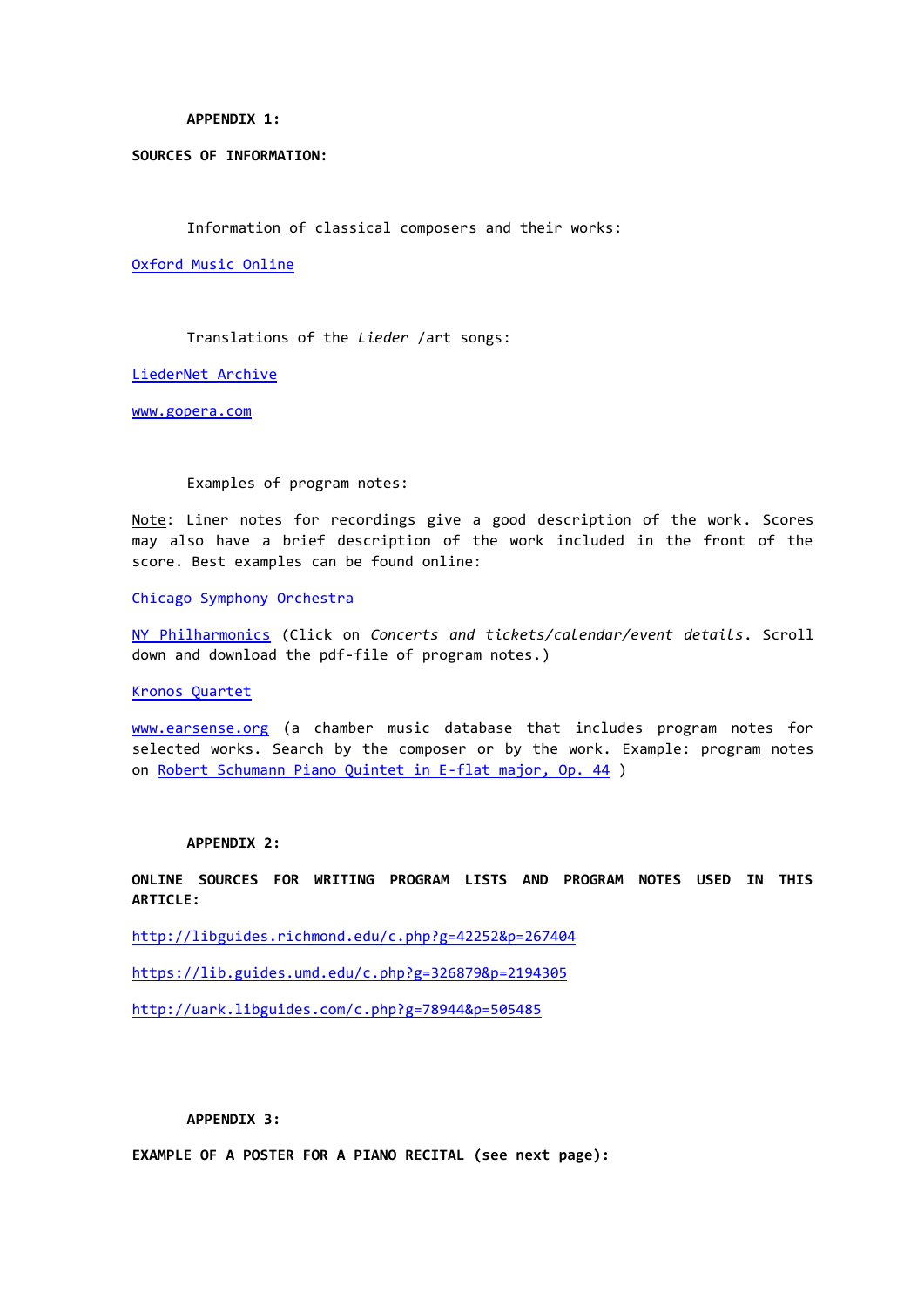**APPENDIX 1:**

**SOURCES OF INFORMATION:**

Information of classical composers and their works:

[Oxford Music Online]()

Translations of the *Lieder* /art songs:

[LiederNet Archive]()

[www.gopera.com]()

Examples of program notes:

Note: Liner notes for recordings give a good description of the work. Scores may also have a brief description of the work included in the front of the score. Best examples can be found online:

[Chicago Symphony Orchestra]()

[NY Philharmonics]() (Click on *Concerts and tickets/calendar/event details*. Scroll down and download the pdf-file of program notes.)

[Kronos Quartet]()

[www.earsense.org]() (a chamber music database that includes program notes for selected works. Search by the composer or by the work. Example: program notes on [Robert Schumann Piano Quintet in E-flat major, Op. 44]() )

**APPENDIX 2:**

**ONLINE SOURCES FOR WRITING PROGRAM LISTS AND PROGRAM NOTES USED IN THIS ARTICLE:**

http://libguides.richmond.edu/c.php?g=42252&p=267404

https://lib.guides.umd.edu/c.php?g=326879&p=2194305

http://uark.libguides.com/c.php?g=78944&p=505485

**APPENDIX 3:**

**EXAMPLE OF A POSTER FOR A PIANO RECITAL (see next page):**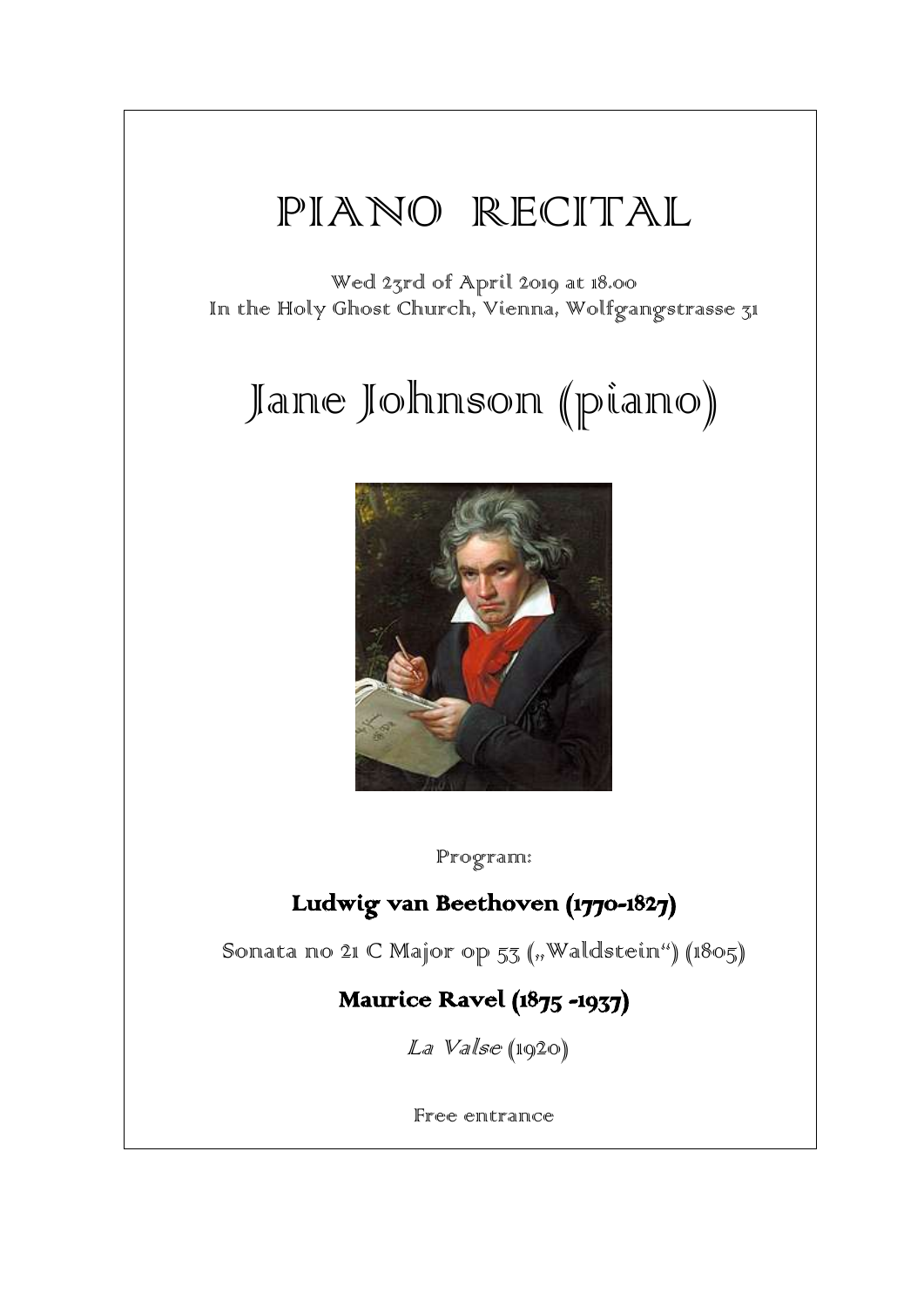# PIANO RECITAL

Wed 23rd of April 2019 at 18.00
In the Holy Ghost Church, Vienna, Wolfgangstrasse 31

## Jane Johnson (piano)

Program:

**Ludwig van Beethoven (1770-1827)**

Sonata no 21 C Major op 53 („Waldstein") (1805)

**Maurice Ravel (1875 -1937)**

*La Valse* (1920)

Free entrance